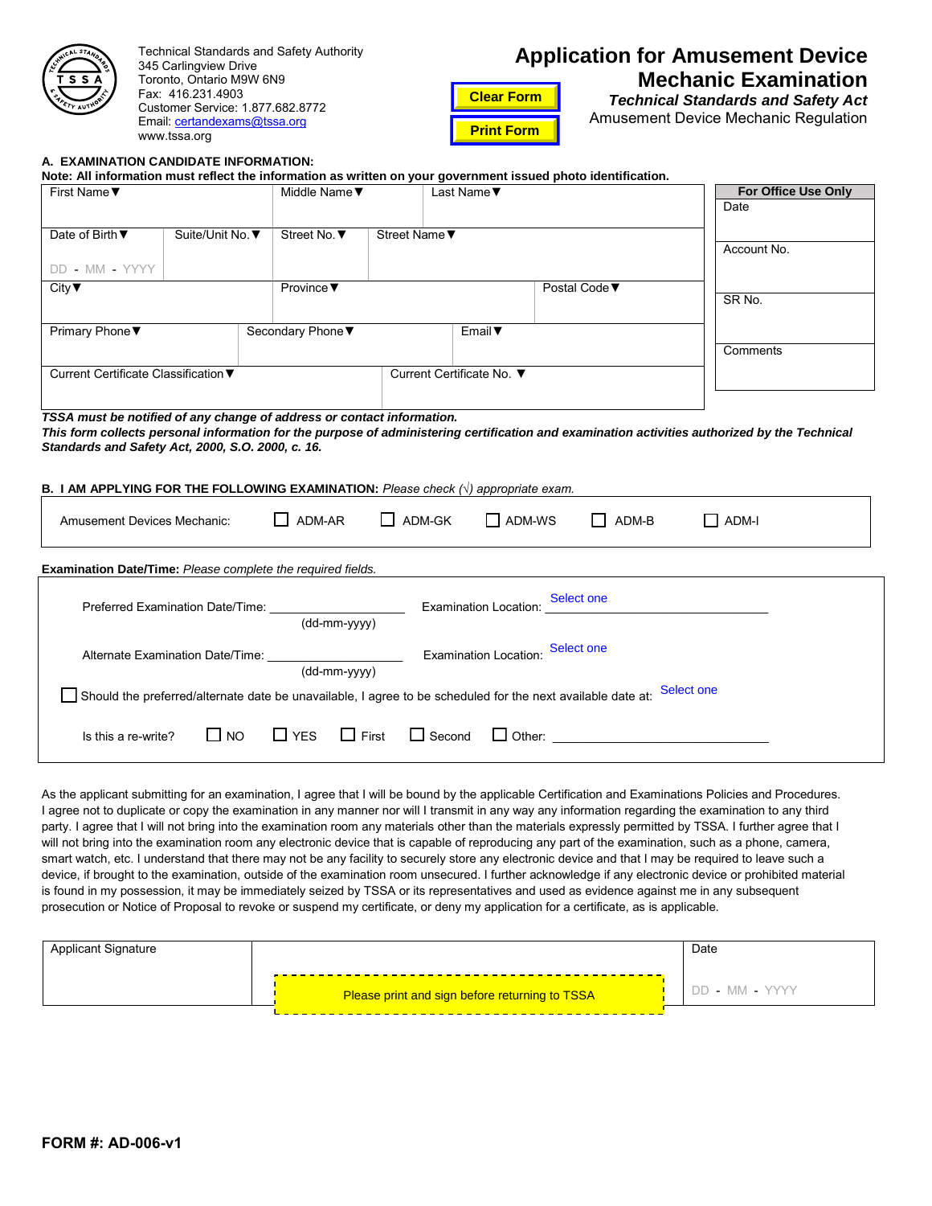Technical Standards and Safety Authority
345 Carlingview Drive
Toronto, Ontario M9W 6N9
Fax: 416.231.4903
Customer Service: 1.877.682.8772
Email: certandexams@tssa.org
www.tssa.org

Clear Form

Print Form

# Application for Amusement Device Mechanic Examination

***Technical Standards and Safety Act***

Amusement Device Mechanic Regulation

**A. EXAMINATION CANDIDATE INFORMATION:**

**Note: All information must reflect the information as written on your government issued photo identification.**

| First Name▼ | | Middle Name▼ | | Last Name▼ | |
|---|---|---|---|---|---|
| Date of Birth▼ DD - MM - YYYY | Suite/Unit No.▼ | Street No.▼ | Street Name▼ | | |
| City▼ | | Province▼ | | Postal Code▼ | |
| Primary Phone▼ | | Secondary Phone▼ | | Email▼ | |
| Current Certificate Classification▼ | | | Current Certificate No. ▼ | | |

| For Office Use Only |
|---|
| Date |
| Account No. |
| SR No. |
| Comments |

***TSSA must be notified of any change of address or contact information.***

***This form collects personal information for the purpose of administering certification and examination activities authorized by the Technical Standards and Safety Act, 2000, S.O. 2000, c. 16.***

**B. I AM APPLYING FOR THE FOLLOWING EXAMINATION:** *Please check (√) appropriate exam.*

Amusement Devices Mechanic: ☐ ADM-AR ☐ ADM-GK ☐ ADM-WS ☐ ADM-B ☐ ADM-I

**Examination Date/Time:** *Please complete the required fields.*

Preferred Examination Date/Time: ____________________ (dd-mm-yyyy) Examination Location: Select one

Alternate Examination Date/Time: ____________________ (dd-mm-yyyy) Examination Location: Select one

☐ Should the preferred/alternate date be unavailable, I agree to be scheduled for the next available date at: Select one

Is this a re-write? ☐ NO ☐ YES ☐ First ☐ Second ☐ Other: ____________________

As the applicant submitting for an examination, I agree that I will be bound by the applicable Certification and Examinations Policies and Procedures. I agree not to duplicate or copy the examination in any manner nor will I transmit in any way any information regarding the examination to any third party. I agree that I will not bring into the examination room any materials other than the materials expressly permitted by TSSA. I further agree that I will not bring into the examination room any electronic device that is capable of reproducing any part of the examination, such as a phone, camera, smart watch, etc. I understand that there may not be any facility to securely store any electronic device and that I may be required to leave such a device, if brought to the examination, outside of the examination room unsecured. I further acknowledge if any electronic device or prohibited material is found in my possession, it may be immediately seized by TSSA or its representatives and used as evidence against me in any subsequent prosecution or Notice of Proposal to revoke or suspend my certificate, or deny my application for a certificate, as is applicable.

| Applicant Signature | Please print and sign before returning to TSSA | Date DD - MM - YYYY |
|---|---|---|

**FORM #: AD-006-v1**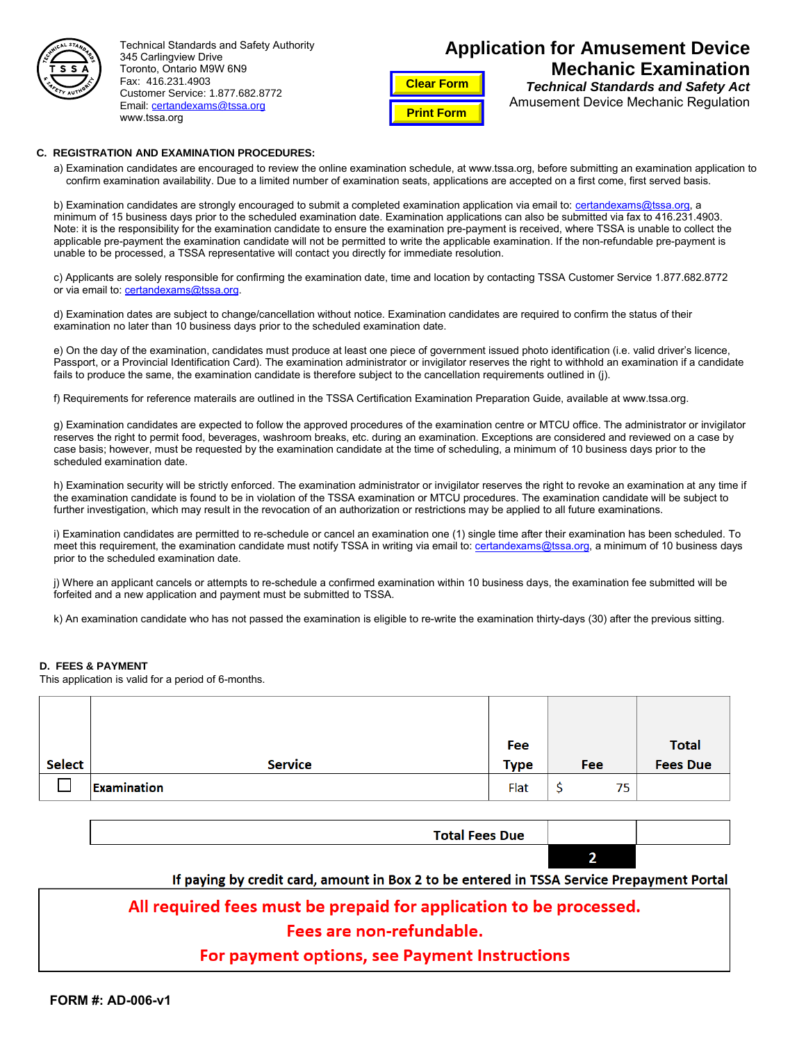Technical Standards and Safety Authority
345 Carlingview Drive
Toronto, Ontario M9W 6N9
Fax: 416.231.4903
Customer Service: 1.877.682.8772
Email: certandexams@tssa.org
www.tssa.org

Clear Form

Print Form

# Application for Amusement Device Mechanic Examination

***Technical Standards and Safety Act***

Amusement Device Mechanic Regulation

## C. REGISTRATION AND EXAMINATION PROCEDURES:

a) Examination candidates are encouraged to review the online examination schedule, at www.tssa.org, before submitting an examination application to confirm examination availability. Due to a limited number of examination seats, applications are accepted on a first come, first served basis.

b) Examination candidates are strongly encouraged to submit a completed examination application via email to: certandexams@tssa.org, a minimum of 15 business days prior to the scheduled examination date. Examination applications can also be submitted via fax to 416.231.4903. Note: it is the responsibility for the examination candidate to ensure the examination pre-payment is received, where TSSA is unable to collect the applicable pre-payment the examination candidate will not be permitted to write the applicable examination. If the non-refundable pre-payment is unable to be processed, a TSSA representative will contact you directly for immediate resolution.

c) Applicants are solely responsible for confirming the examination date, time and location by contacting TSSA Customer Service 1.877.682.8772 or via email to: certandexams@tssa.org.

d) Examination dates are subject to change/cancellation without notice. Examination candidates are required to confirm the status of their examination no later than 10 business days prior to the scheduled examination date.

e) On the day of the examination, candidates must produce at least one piece of government issued photo identification (i.e. valid driver's licence, Passport, or a Provincial Identification Card). The examination administrator or invigilator reserves the right to withhold an examination if a candidate fails to produce the same, the examination candidate is therefore subject to the cancellation requirements outlined in (j).

f) Requirements for reference materails are outlined in the TSSA Certification Examination Preparation Guide, available at www.tssa.org.

g) Examination candidates are expected to follow the approved procedures of the examination centre or MTCU office. The administrator or invigilator reserves the right to permit food, beverages, washroom breaks, etc. during an examination. Exceptions are considered and reviewed on a case by case basis; however, must be requested by the examination candidate at the time of scheduling, a minimum of 10 business days prior to the scheduled examination date.

h) Examination security will be strictly enforced. The examination administrator or invigilator reserves the right to revoke an examination at any time if the examination candidate is found to be in violation of the TSSA examination or MTCU procedures. The examination candidate will be subject to further investigation, which may result in the revocation of an authorization or restrictions may be applied to all future examinations.

i) Examination candidates are permitted to re-schedule or cancel an examination one (1) single time after their examination has been scheduled. To meet this requirement, the examination candidate must notify TSSA in writing via email to: certandexams@tssa.org, a minimum of 10 business days prior to the scheduled examination date.

j) Where an applicant cancels or attempts to re-schedule a confirmed examination within 10 business days, the examination fee submitted will be forfeited and a new application and payment must be submitted to TSSA.

k) An examination candidate who has not passed the examination is eligible to re-write the examination thirty-days (30) after the previous sitting.

## D. FEES & PAYMENT

This application is valid for a period of 6-months.

| Select | Service | Fee Type | Fee | Total Fees Due |
|---|---|---|---|---|
| ☐ | **Examination** | Flat | $ 75 | |

| | Total Fees Due |
|---|---|
| **Total Fees Due** | 2 |

**If paying by credit card, amount in Box 2 to be entered in TSSA Service Prepayment Portal**

**All required fees must be prepaid for application to be processed.**

**Fees are non-refundable.**

**For payment options, see Payment Instructions**

**FORM #: AD-006-v1**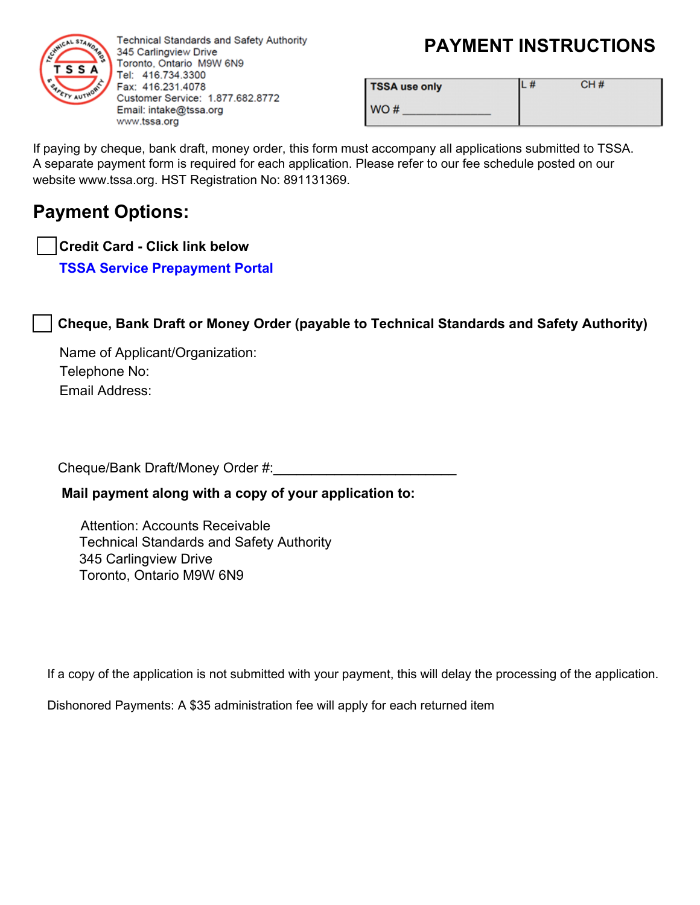Technical Standards and Safety Authority
345 Carlingview Drive
Toronto, Ontario M9W 6N9
Tel: 416.734.3300
Fax: 416.231.4078
Customer Service: 1.877.682.8772
Email: intake@tssa.org
www.tssa.org

# PAYMENT INSTRUCTIONS

| TSSA use only | L # | CH # |
|---|---|---|
| WO # ______________ | | |

If paying by cheque, bank draft, money order, this form must accompany all applications submitted to TSSA. A separate payment form is required for each application. Please refer to our fee schedule posted on our website www.tssa.org. HST Registration No: 891131369.

## Payment Options:

☐ **Credit Card - Click link below**

**TSSA Service Prepayment Portal**

☐ **Cheque, Bank Draft or Money Order (payable to Technical Standards and Safety Authority)**

Name of Applicant/Organization:
Telephone No:
Email Address:

Cheque/Bank Draft/Money Order #:________________________

**Mail payment along with a copy of your application to:**

Attention: Accounts Receivable
Technical Standards and Safety Authority
345 Carlingview Drive
Toronto, Ontario M9W 6N9

If a copy of the application is not submitted with your payment, this will delay the processing of the application.

Dishonored Payments: A $35 administration fee will apply for each returned item